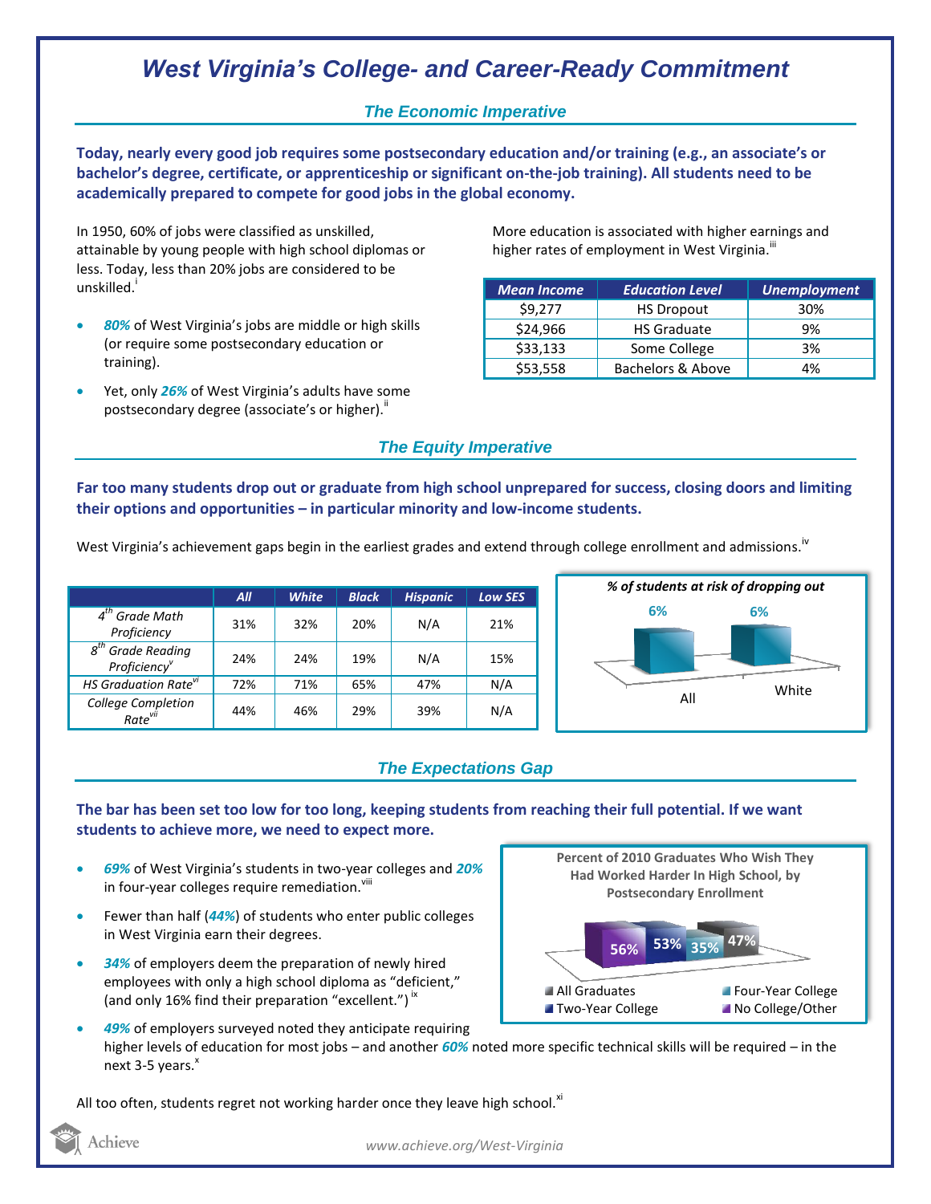# West Virginia's College- and Career-Ready Commitment

## The Economic Imperative

**Today, nearly every good job requires some postsecondary education and/or training (e.g., an associate's or bachelor's degree, certificate, or apprenticeship or significant on-the-job training). All students need to be academically prepared to compete for good jobs in the global economy.**

In 1950, 60% of jobs were classified as unskilled, attainable by young people with high school diplomas or less. Today, less than 20% jobs are considered to be unskilled.[i]

- ***80%*** of West Virginia's jobs are middle or high skills (or require some postsecondary education or training).
- Yet, only ***26%*** of West Virginia's adults have some postsecondary degree (associate's or higher).[ii]

More education is associated with higher earnings and higher rates of employment in West Virginia.[iii]

| Mean Income | Education Level | Unemployment |
|---|---|---|
| $9,277 | HS Dropout | 30% |
| $24,966 | HS Graduate | 9% |
| $33,133 | Some College | 3% |
| $53,558 | Bachelors & Above | 4% |

## The Equity Imperative

**Far too many students drop out or graduate from high school unprepared for success, closing doors and limiting their options and opportunities – in particular minority and low-income students.**

West Virginia's achievement gaps begin in the earliest grades and extend through college enrollment and admissions.[iv]

| | All | White | Black | Hispanic | Low SES |
|---|---|---|---|---|---|
| 4th Grade Math Proficiency | 31% | 32% | 20% | N/A | 21% |
| 8th Grade Reading Proficiency[v] | 24% | 24% | 19% | N/A | 15% |
| HS Graduation Rate[vi] | 72% | 71% | 65% | 47% | N/A |
| College Completion Rate[vii] | 44% | 46% | 29% | 39% | N/A |

*% of students at risk of dropping out*

| All | White |
|---|---|
| 6% | 6% |

## The Expectations Gap

**The bar has been set too low for too long, keeping students from reaching their full potential. If we want students to achieve more, we need to expect more.**

- ***69%*** of West Virginia's students in two-year colleges and ***20%*** in four-year colleges require remediation.[viii]
- Fewer than half (***44%***) of students who enter public colleges in West Virginia earn their degrees.
- ***34%*** of employers deem the preparation of newly hired employees with only a high school diploma as "deficient," (and only 16% find their preparation "excellent.")[ix]
- ***49%*** of employers surveyed noted they anticipate requiring higher levels of education for most jobs – and another ***60%*** noted more specific technical skills will be required – in the next 3-5 years.[x]

**Percent of 2010 Graduates Who Wish They Had Worked Harder In High School, by Postsecondary Enrollment**

| No College/Other | Two-Year College | Four-Year College | All Graduates |
|---|---|---|---|
| 56% | 53% | 35% | 47% |

All too often, students regret not working harder once they leave high school.[xi]

www.achieve.org/West-Virginia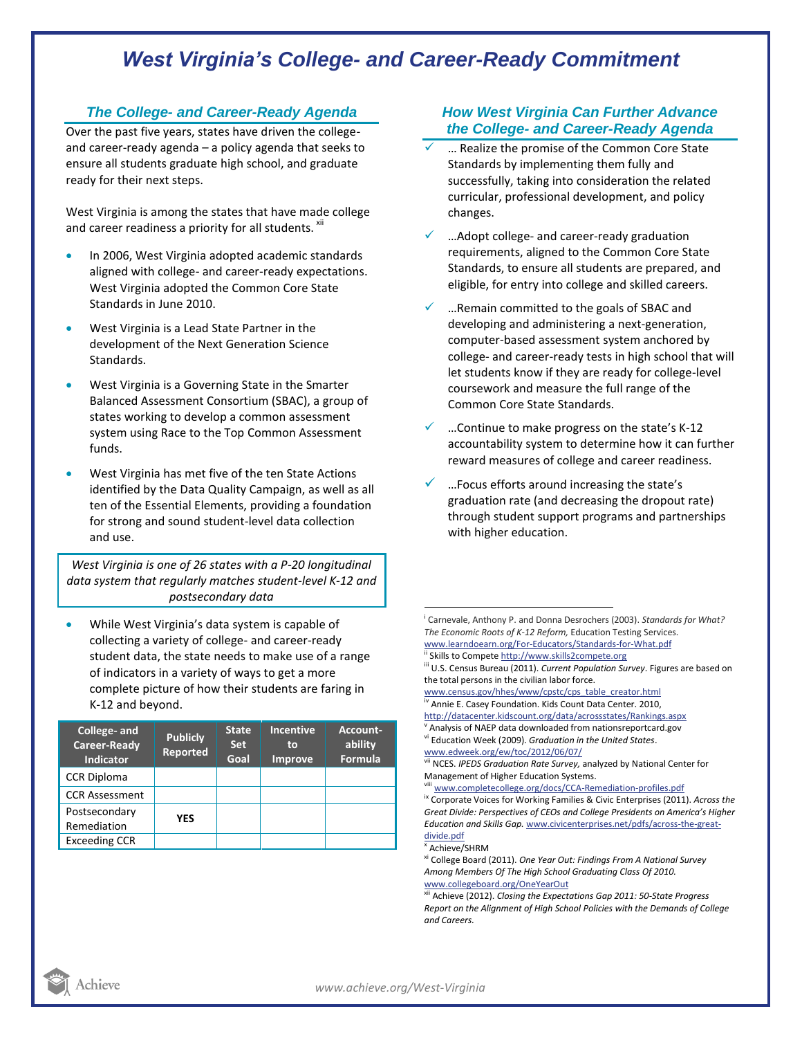# West Virginia's College- and Career-Ready Commitment

## The College- and Career-Ready Agenda

Over the past five years, states have driven the college- and career-ready agenda – a policy agenda that seeks to ensure all students graduate high school, and graduate ready for their next steps.

West Virginia is among the states that have made college and career readiness a priority for all students. [xii]

- In 2006, West Virginia adopted academic standards aligned with college- and career-ready expectations. West Virginia adopted the Common Core State Standards in June 2010.
- West Virginia is a Lead State Partner in the development of the Next Generation Science Standards.
- West Virginia is a Governing State in the Smarter Balanced Assessment Consortium (SBAC), a group of states working to develop a common assessment system using Race to the Top Common Assessment funds.
- West Virginia has met five of the ten State Actions identified by the Data Quality Campaign, as well as all ten of the Essential Elements, providing a foundation for strong and sound student-level data collection and use.

*West Virginia is one of 26 states with a P-20 longitudinal data system that regularly matches student-level K-12 and postsecondary data*

- While West Virginia's data system is capable of collecting a variety of college- and career-ready student data, the state needs to make use of a range of indicators in a variety of ways to get a more complete picture of how their students are faring in K-12 and beyond.

| College- and Career-Ready Indicator | Publicly Reported | State Set Goal | Incentive to Improve | Account-ability Formula |
|---|---|---|---|---|
| CCR Diploma | | | | |
| CCR Assessment | | | | |
| Postsecondary Remediation | YES | | | |
| Exceeding CCR | | | | |

## How West Virginia Can Further Advance the College- and Career-Ready Agenda

- ✓ … Realize the promise of the Common Core State Standards by implementing them fully and successfully, taking into consideration the related curricular, professional development, and policy changes.
- ✓ …Adopt college- and career-ready graduation requirements, aligned to the Common Core State Standards, to ensure all students are prepared, and eligible, for entry into college and skilled careers.
- ✓ …Remain committed to the goals of SBAC and developing and administering a next-generation, computer-based assessment system anchored by college- and career-ready tests in high school that will let students know if they are ready for college-level coursework and measure the full range of the Common Core State Standards.
- ✓ …Continue to make progress on the state's K-12 accountability system to determine how it can further reward measures of college and career readiness.
- ✓ …Focus efforts around increasing the state's graduation rate (and decreasing the dropout rate) through student support programs and partnerships with higher education.

---

[i] Carnevale, Anthony P. and Donna Desrochers (2003). *Standards for What? The Economic Roots of K-12 Reform,* Education Testing Services. www.learndoearn.org/For-Educators/Standards-for-What.pdf

[ii] Skills to Compete http://www.skills2compete.org

[iii] U.S. Census Bureau (2011). *Current Population Survey*. Figures are based on the total persons in the civilian labor force. www.census.gov/hhes/www/cpstc/cps_table_creator.html

[iv] Annie E. Casey Foundation. Kids Count Data Center. 2010, http://datacenter.kidscount.org/data/acrossstates/Rankings.aspx

[v] Analysis of NAEP data downloaded from nationsreportcard.gov

[vi] Education Week (2009). *Graduation in the United States*. www.edweek.org/ew/toc/2012/06/07/

[vii] NCES. *IPEDS Graduation Rate Survey,* analyzed by National Center for Management of Higher Education Systems.

[viii] www.completecollege.org/docs/CCA-Remediation-profiles.pdf

[ix] Corporate Voices for Working Families & Civic Enterprises (2011). *Across the Great Divide: Perspectives of CEOs and College Presidents on America's Higher Education and Skills Gap.* www.civicenterprises.net/pdfs/across-the-great-divide.pdf

[x] Achieve/SHRM

[xi] College Board (2011). *One Year Out: Findings From A National Survey Among Members Of The High School Graduating Class Of 2010.* www.collegeboard.org/OneYearOut

[xii] Achieve (2012). *Closing the Expectations Gap 2011: 50-State Progress Report on the Alignment of High School Policies with the Demands of College and Careers.*